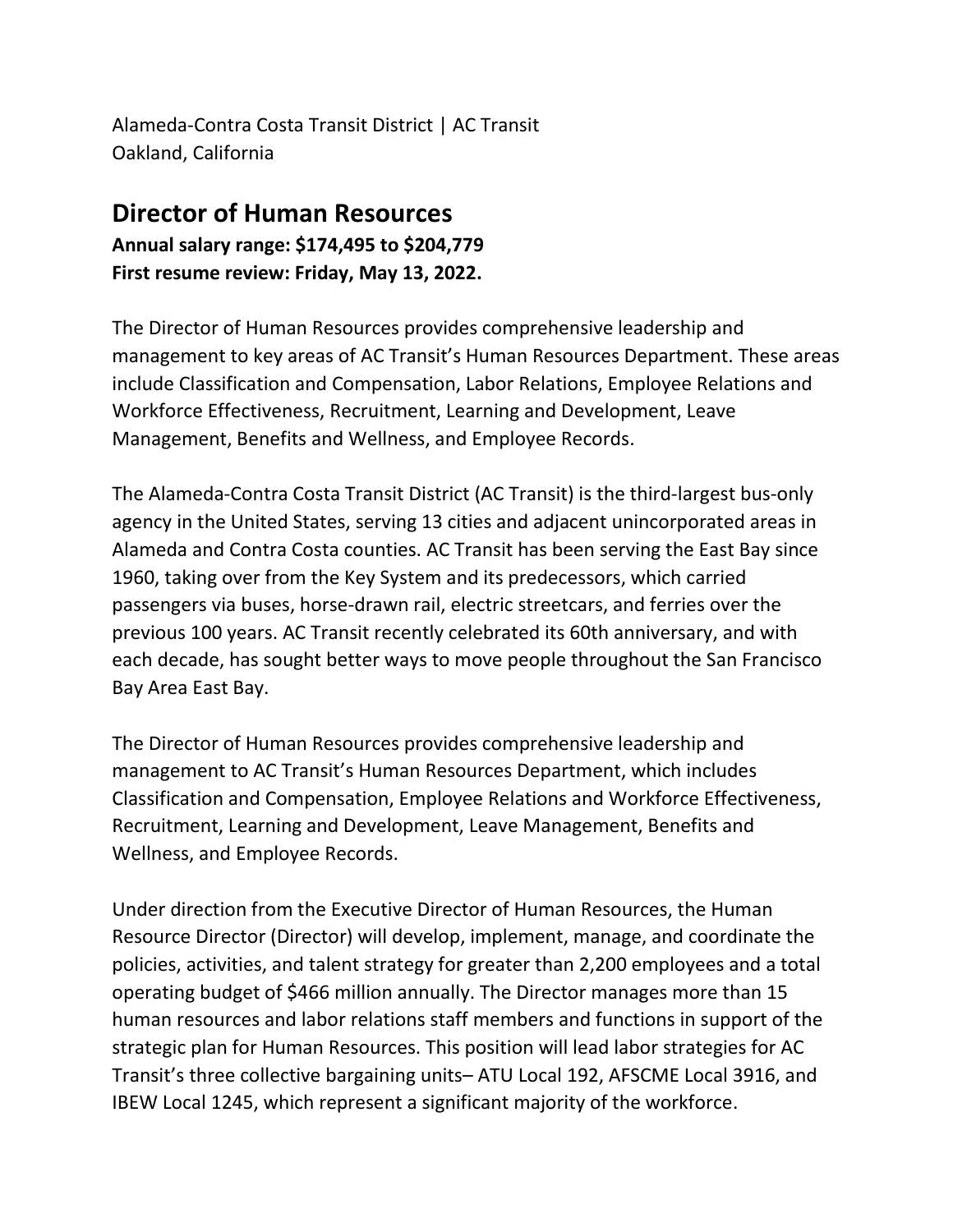Alameda-Contra Costa Transit District | AC Transit
Oakland, California

## Director of Human Resources

**Annual salary range: $174,495 to $204,779**
**First resume review: Friday, May 13, 2022.**

The Director of Human Resources provides comprehensive leadership and management to key areas of AC Transit's Human Resources Department. These areas include Classification and Compensation, Labor Relations, Employee Relations and Workforce Effectiveness, Recruitment, Learning and Development, Leave Management, Benefits and Wellness, and Employee Records.

The Alameda-Contra Costa Transit District (AC Transit) is the third-largest bus-only agency in the United States, serving 13 cities and adjacent unincorporated areas in Alameda and Contra Costa counties. AC Transit has been serving the East Bay since 1960, taking over from the Key System and its predecessors, which carried passengers via buses, horse-drawn rail, electric streetcars, and ferries over the previous 100 years. AC Transit recently celebrated its 60th anniversary, and with each decade, has sought better ways to move people throughout the San Francisco Bay Area East Bay.

The Director of Human Resources provides comprehensive leadership and management to AC Transit's Human Resources Department, which includes Classification and Compensation, Employee Relations and Workforce Effectiveness, Recruitment, Learning and Development, Leave Management, Benefits and Wellness, and Employee Records.

Under direction from the Executive Director of Human Resources, the Human Resource Director (Director) will develop, implement, manage, and coordinate the policies, activities, and talent strategy for greater than 2,200 employees and a total operating budget of $466 million annually. The Director manages more than 15 human resources and labor relations staff members and functions in support of the strategic plan for Human Resources. This position will lead labor strategies for AC Transit's three collective bargaining units– ATU Local 192, AFSCME Local 3916, and IBEW Local 1245, which represent a significant majority of the workforce.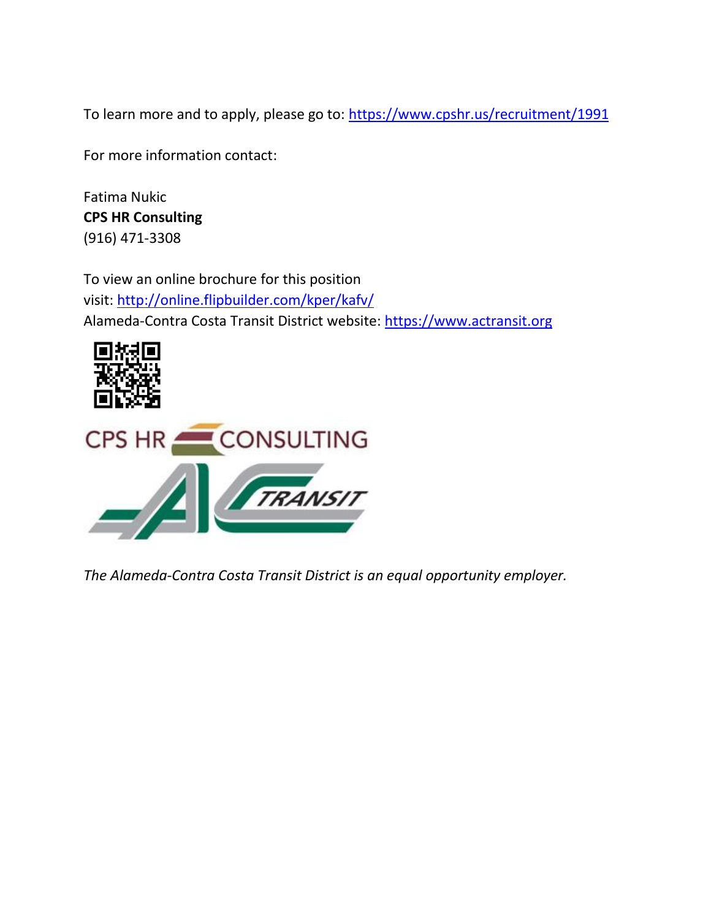To learn more and to apply, please go to: https://www.cpshr.us/recruitment/1991

For more information contact:

Fatima Nukic
**CPS HR Consulting**
(916) 471-3308

To view an online brochure for this position visit: http://online.flipbuilder.com/kper/kafv/
Alameda-Contra Costa Transit District website: https://www.actransit.org

*The Alameda-Contra Costa Transit District is an equal opportunity employer.*